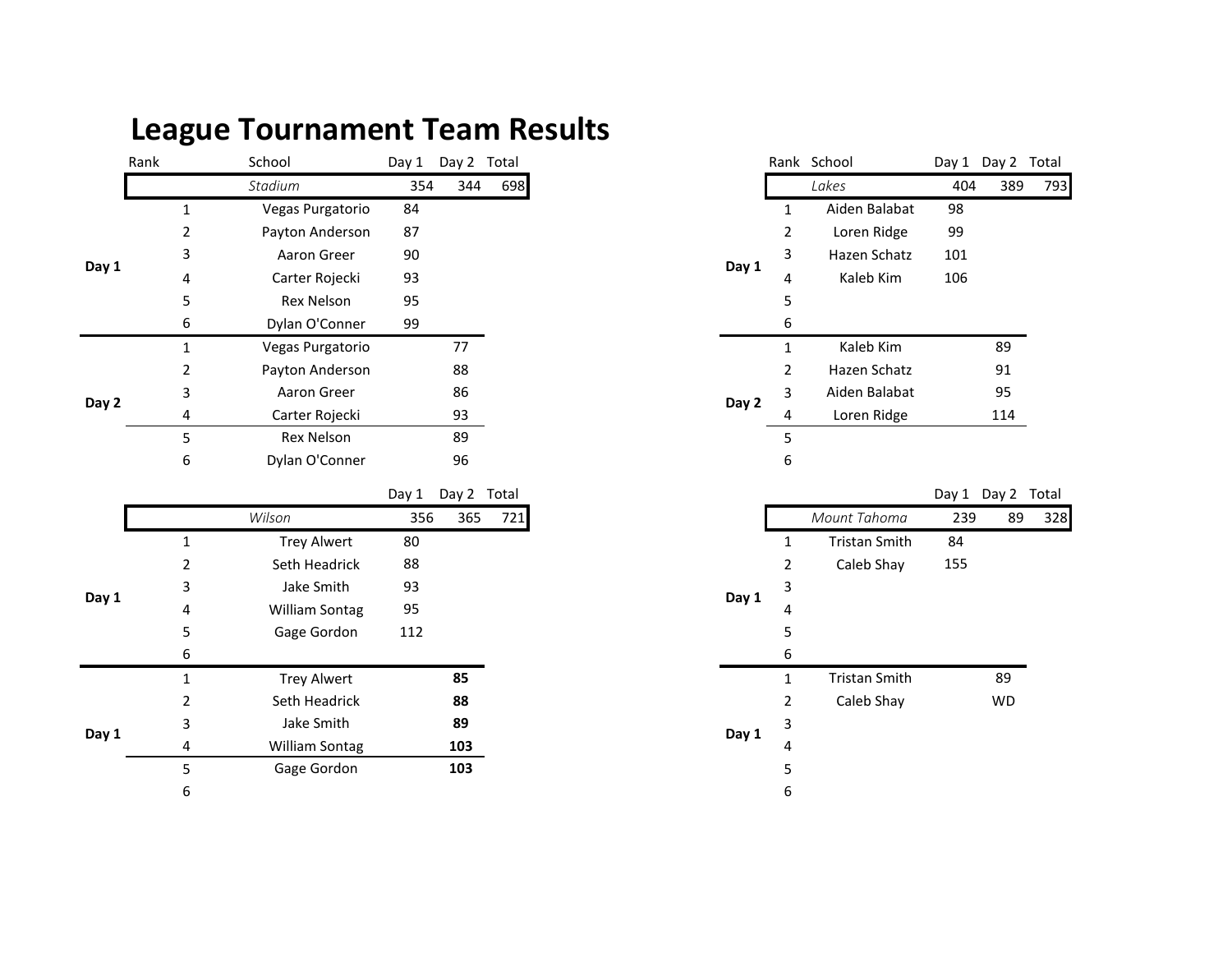# League Tournament Team Results

| | Rank | School | Day 1 | Day 2 | Total |
|---|---|---|---|---|---|
| | | *Stadium* | 354 | 344 | 698 |
| Day 1 | 1 | Vegas Purgatorio | 84 | | |
| | 2 | Payton Anderson | 87 | | |
| | 3 | Aaron Greer | 90 | | |
| | 4 | Carter Rojecki | 93 | | |
| | 5 | Rex Nelson | 95 | | |
| | 6 | Dylan O'Conner | 99 | | |
| Day 2 | 1 | Vegas Purgatorio | | 77 | |
| | 2 | Payton Anderson | | 88 | |
| | 3 | Aaron Greer | | 86 | |
| | 4 | Carter Rojecki | | 93 | |
| | 5 | Rex Nelson | | 89 | |
| | 6 | Dylan O'Conner | | 96 | |

| | Rank | School | Day 1 | Day 2 | Total |
|---|---|---|---|---|---|
| | | *Lakes* | 404 | 389 | 793 |
| Day 1 | 1 | Aiden Balabat | 98 | | |
| | 2 | Loren Ridge | 99 | | |
| | 3 | Hazen Schatz | 101 | | |
| | 4 | Kaleb Kim | 106 | | |
| | 5 | | | | |
| | 6 | | | | |
| Day 2 | 1 | Kaleb Kim | | 89 | |
| | 2 | Hazen Schatz | | 91 | |
| | 3 | Aiden Balabat | | 95 | |
| | 4 | Loren Ridge | | 114 | |
| | 5 | | | | |
| | 6 | | | | |

| | Rank | School | Day 1 | Day 2 | Total |
|---|---|---|---|---|---|
| | | *Wilson* | 356 | 365 | 721 |
| Day 1 | 1 | Trey Alwert | 80 | | |
| | 2 | Seth Headrick | 88 | | |
| | 3 | Jake Smith | 93 | | |
| | 4 | William Sontag | 95 | | |
| | 5 | Gage Gordon | 112 | | |
| | 6 | | | | |
| Day 1 | 1 | Trey Alwert | | **85** | |
| | 2 | Seth Headrick | | **88** | |
| | 3 | Jake Smith | | **89** | |
| | 4 | William Sontag | | **103** | |
| | 5 | Gage Gordon | | **103** | |
| | 6 | | | | |

| | Rank | School | Day 1 | Day 2 | Total |
|---|---|---|---|---|---|
| | | *Mount Tahoma* | 239 | 89 | 328 |
| Day 1 | 1 | Tristan Smith | 84 | | |
| | 2 | Caleb Shay | 155 | | |
| | 3 | | | | |
| | 4 | | | | |
| | 5 | | | | |
| | 6 | | | | |
| Day 1 | 1 | Tristan Smith | | 89 | |
| | 2 | Caleb Shay | | WD | |
| | 3 | | | | |
| | 4 | | | | |
| | 5 | | | | |
| | 6 | | | | |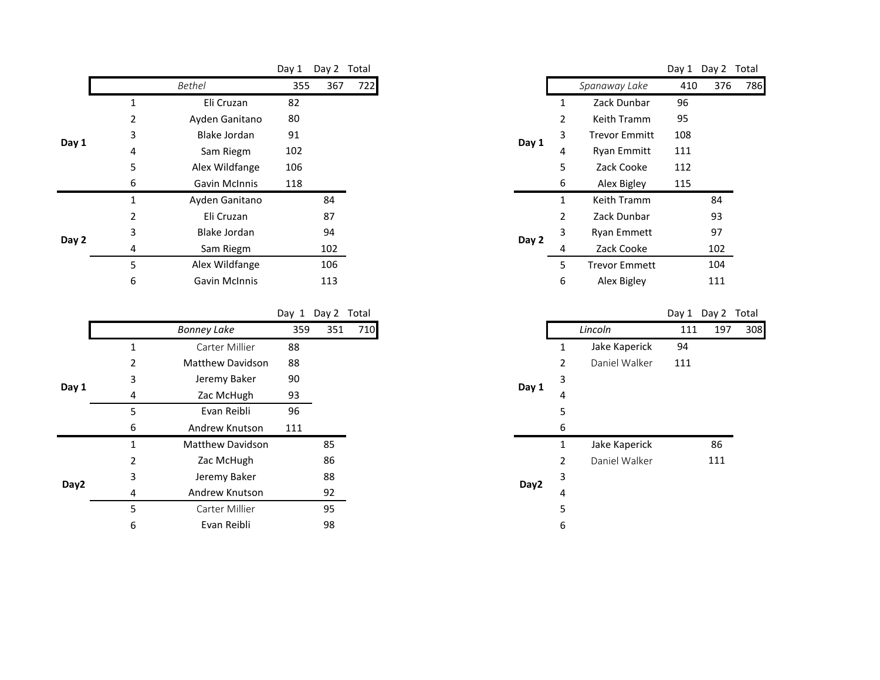| | | *Bethel* | Day 1 | Day 2 | Total |
|---|---|---|---|---|---|
| | | | 355 | 367 | 722 |
| Day 1 | 1 | Eli Cruzan | 82 | | |
| | 2 | Ayden Ganitano | 80 | | |
| | 3 | Blake Jordan | 91 | | |
| | 4 | Sam Riegm | 102 | | |
| | 5 | Alex Wildfange | 106 | | |
| | 6 | Gavin McInnis | 118 | | |
| Day 2 | 1 | Ayden Ganitano | | 84 | |
| | 2 | Eli Cruzan | | 87 | |
| | 3 | Blake Jordan | | 94 | |
| | 4 | Sam Riegm | | 102 | |
| | 5 | Alex Wildfange | | 106 | |
| | 6 | Gavin McInnis | | 113 | |

| | | *Spanaway Lake* | Day 1 | Day 2 | Total |
|---|---|---|---|---|---|
| | | | 410 | 376 | 786 |
| Day 1 | 1 | Zack Dunbar | 96 | | |
| | 2 | Keith Tramm | 95 | | |
| | 3 | Trevor Emmitt | 108 | | |
| | 4 | Ryan Emmitt | 111 | | |
| | 5 | Zack Cooke | 112 | | |
| | 6 | Alex Bigley | 115 | | |
| Day 2 | 1 | Keith Tramm | | 84 | |
| | 2 | Zack Dunbar | | 93 | |
| | 3 | Ryan Emmett | | 97 | |
| | 4 | Zack Cooke | | 102 | |
| | 5 | Trevor Emmett | | 104 | |
| | 6 | Alex Bigley | | 111 | |

| | | *Bonney Lake* | Day 1 | Day 2 | Total |
|---|---|---|---|---|---|
| | | | 359 | 351 | 710 |
| Day 1 | 1 | Carter Millier | 88 | | |
| | 2 | Matthew Davidson | 88 | | |
| | 3 | Jeremy Baker | 90 | | |
| | 4 | Zac McHugh | 93 | | |
| | 5 | Evan Reibli | 96 | | |
| | 6 | Andrew Knutson | 111 | | |
| Day2 | 1 | Matthew Davidson | | 85 | |
| | 2 | Zac McHugh | | 86 | |
| | 3 | Jeremy Baker | | 88 | |
| | 4 | Andrew Knutson | | 92 | |
| | 5 | Carter Millier | | 95 | |
| | 6 | Evan Reibli | | 98 | |

| | | *Lincoln* | Day 1 | Day 2 | Total |
|---|---|---|---|---|---|
| | | | 111 | 197 | 308 |
| Day 1 | 1 | Jake Kaperick | 94 | | |
| | 2 | Daniel Walker | 111 | | |
| | 3 | | | | |
| | 4 | | | | |
| | 5 | | | | |
| | 6 | | | | |
| Day2 | 1 | Jake Kaperick | | 86 | |
| | 2 | Daniel Walker | | 111 | |
| | 3 | | | | |
| | 4 | | | | |
| | 5 | | | | |
| | 6 | | | | |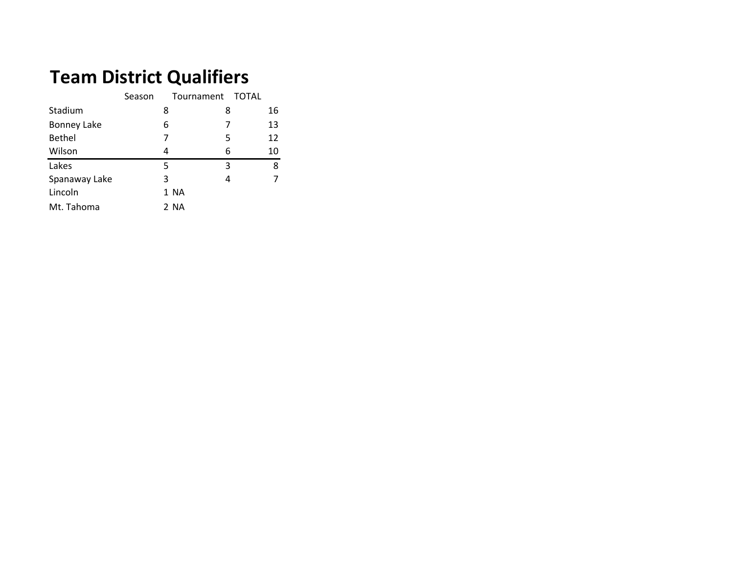# Team District Qualifiers

| | Season | Tournament | TOTAL |
|---|---|---|---|
| Stadium | 8 | 8 | 16 |
| Bonney Lake | 6 | 7 | 13 |
| Bethel | 7 | 5 | 12 |
| Wilson | 4 | 6 | 10 |
| Lakes | 5 | 3 | 8 |
| Spanaway Lake | 3 | 4 | 7 |
| Lincoln | 1 | NA | |
| Mt. Tahoma | 2 | NA | |